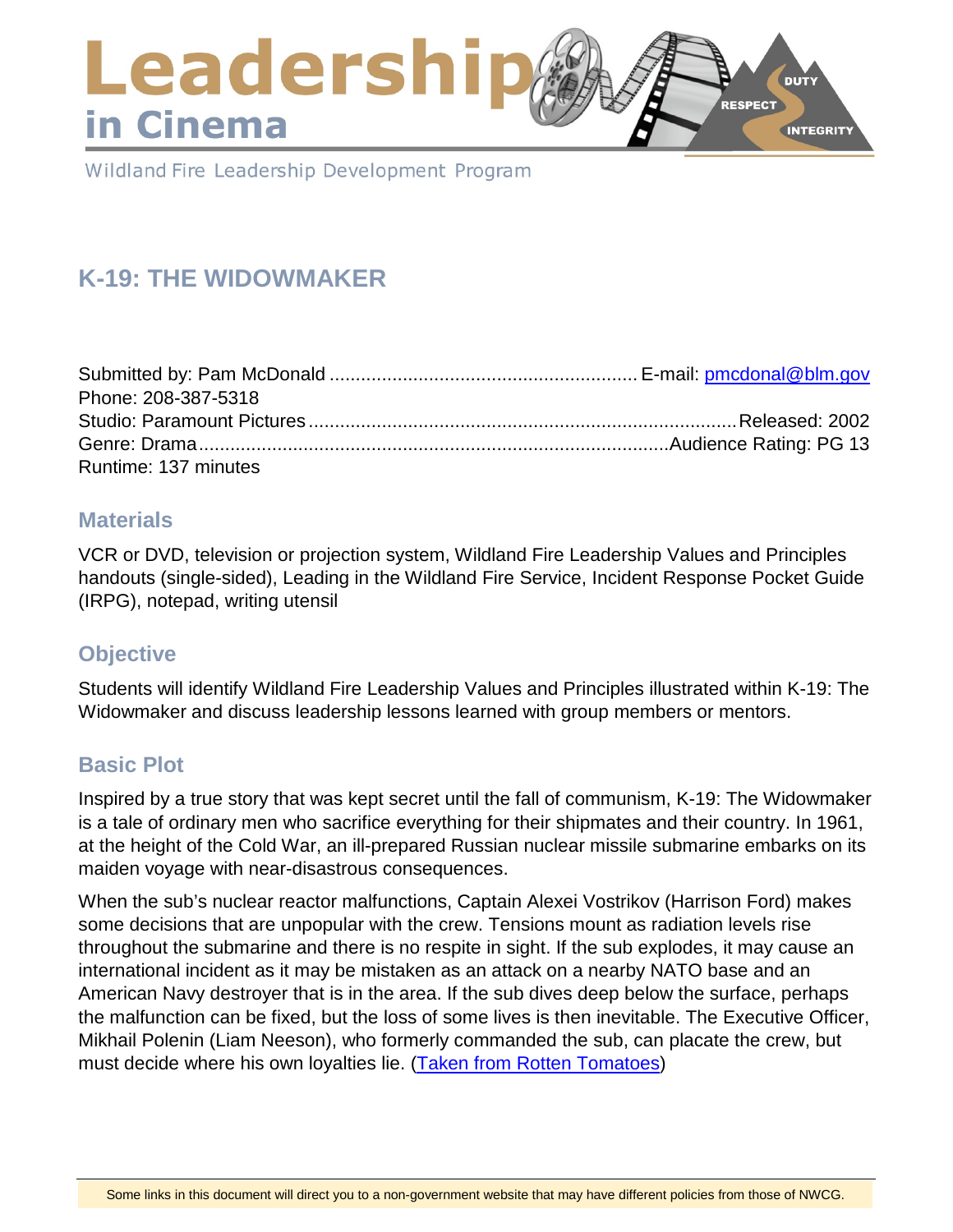# Leadership in Cinema

Wildland Fire Leadership Development Program

## K-19: THE WIDOWMAKER

Submitted by: Pam McDonald ........................................................... E-mail: pmcdonal@blm.gov
Phone: 208-387-5318
Studio: Paramount Pictures ................................................................................... Released: 2002
Genre: Drama .......................................................................................... Audience Rating: PG 13
Runtime: 137 minutes

### Materials

VCR or DVD, television or projection system, Wildland Fire Leadership Values and Principles handouts (single-sided), Leading in the Wildland Fire Service, Incident Response Pocket Guide (IRPG), notepad, writing utensil

### Objective

Students will identify Wildland Fire Leadership Values and Principles illustrated within K-19: The Widowmaker and discuss leadership lessons learned with group members or mentors.

### Basic Plot

Inspired by a true story that was kept secret until the fall of communism, K-19: The Widowmaker is a tale of ordinary men who sacrifice everything for their shipmates and their country. In 1961, at the height of the Cold War, an ill-prepared Russian nuclear missile submarine embarks on its maiden voyage with near-disastrous consequences.

When the sub's nuclear reactor malfunctions, Captain Alexei Vostrikov (Harrison Ford) makes some decisions that are unpopular with the crew. Tensions mount as radiation levels rise throughout the submarine and there is no respite in sight. If the sub explodes, it may cause an international incident as it may be mistaken as an attack on a nearby NATO base and an American Navy destroyer that is in the area. If the sub dives deep below the surface, perhaps the malfunction can be fixed, but the loss of some lives is then inevitable. The Executive Officer, Mikhail Polenin (Liam Neeson), who formerly commanded the sub, can placate the crew, but must decide where his own loyalties lie. (Taken from Rotten Tomatoes)

Some links in this document will direct you to a non-government website that may have different policies from those of NWCG.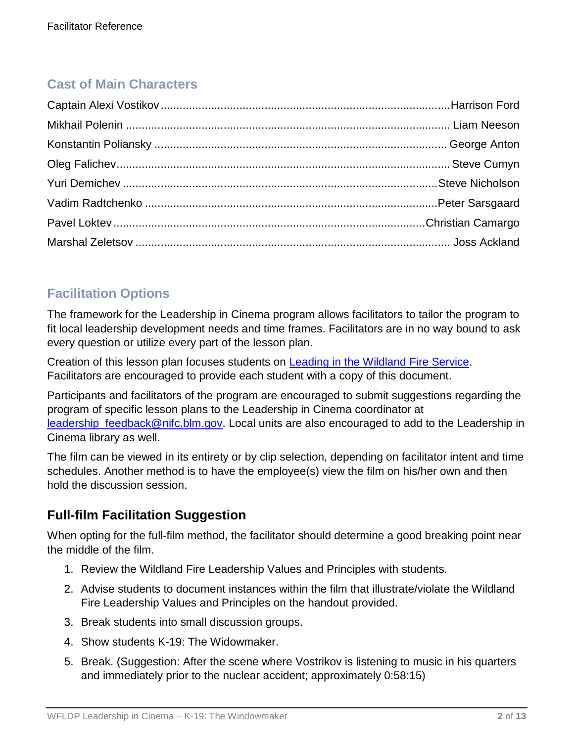## Cast of Main Characters

| | |
|---|---|
| Captain Alexi Vostikov | Harrison Ford |
| Mikhail Polenin | Liam Neeson |
| Konstantin Poliansky | George Anton |
| Oleg Falichev | Steve Cumyn |
| Yuri Demichev | Steve Nicholson |
| Vadim Radtchenko | Peter Sarsgaard |
| Pavel Loktev | Christian Camargo |
| Marshal Zeletsov | Joss Ackland |

## Facilitation Options

The framework for the Leadership in Cinema program allows facilitators to tailor the program to fit local leadership development needs and time frames. Facilitators are in no way bound to ask every question or utilize every part of the lesson plan.

Creation of this lesson plan focuses students on Leading in the Wildland Fire Service. Facilitators are encouraged to provide each student with a copy of this document.

Participants and facilitators of the program are encouraged to submit suggestions regarding the program of specific lesson plans to the Leadership in Cinema coordinator at leadership_feedback@nifc.blm.gov. Local units are also encouraged to add to the Leadership in Cinema library as well.

The film can be viewed in its entirety or by clip selection, depending on facilitator intent and time schedules. Another method is to have the employee(s) view the film on his/her own and then hold the discussion session.

### Full-film Facilitation Suggestion

When opting for the full-film method, the facilitator should determine a good breaking point near the middle of the film.

1. Review the Wildland Fire Leadership Values and Principles with students.
2. Advise students to document instances within the film that illustrate/violate the Wildland Fire Leadership Values and Principles on the handout provided.
3. Break students into small discussion groups.
4. Show students K-19: The Widowmaker.
5. Break. (Suggestion: After the scene where Vostrikov is listening to music in his quarters and immediately prior to the nuclear accident; approximately 0:58:15)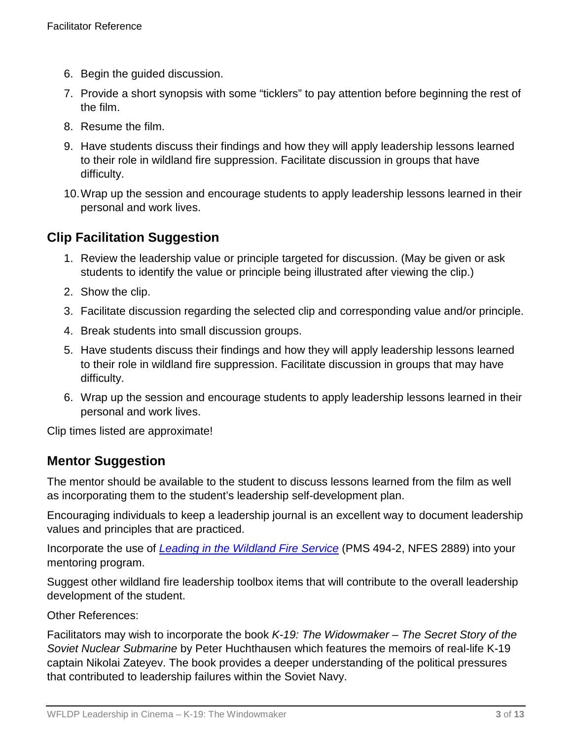6. Begin the guided discussion.
7. Provide a short synopsis with some "ticklers" to pay attention before beginning the rest of the film.
8. Resume the film.
9. Have students discuss their findings and how they will apply leadership lessons learned to their role in wildland fire suppression. Facilitate discussion in groups that have difficulty.
10. Wrap up the session and encourage students to apply leadership lessons learned in their personal and work lives.

## Clip Facilitation Suggestion

1. Review the leadership value or principle targeted for discussion. (May be given or ask students to identify the value or principle being illustrated after viewing the clip.)
2. Show the clip.
3. Facilitate discussion regarding the selected clip and corresponding value and/or principle.
4. Break students into small discussion groups.
5. Have students discuss their findings and how they will apply leadership lessons learned to their role in wildland fire suppression. Facilitate discussion in groups that may have difficulty.
6. Wrap up the session and encourage students to apply leadership lessons learned in their personal and work lives.

Clip times listed are approximate!

## Mentor Suggestion

The mentor should be available to the student to discuss lessons learned from the film as well as incorporating them to the student's leadership self-development plan.

Encouraging individuals to keep a leadership journal is an excellent way to document leadership values and principles that are practiced.

Incorporate the use of *Leading in the Wildland Fire Service* (PMS 494-2, NFES 2889) into your mentoring program.

Suggest other wildland fire leadership toolbox items that will contribute to the overall leadership development of the student.

Other References:

Facilitators may wish to incorporate the book *K-19: The Widowmaker – The Secret Story of the Soviet Nuclear Submarine* by Peter Huchthausen which features the memoirs of real-life K-19 captain Nikolai Zateyev. The book provides a deeper understanding of the political pressures that contributed to leadership failures within the Soviet Navy.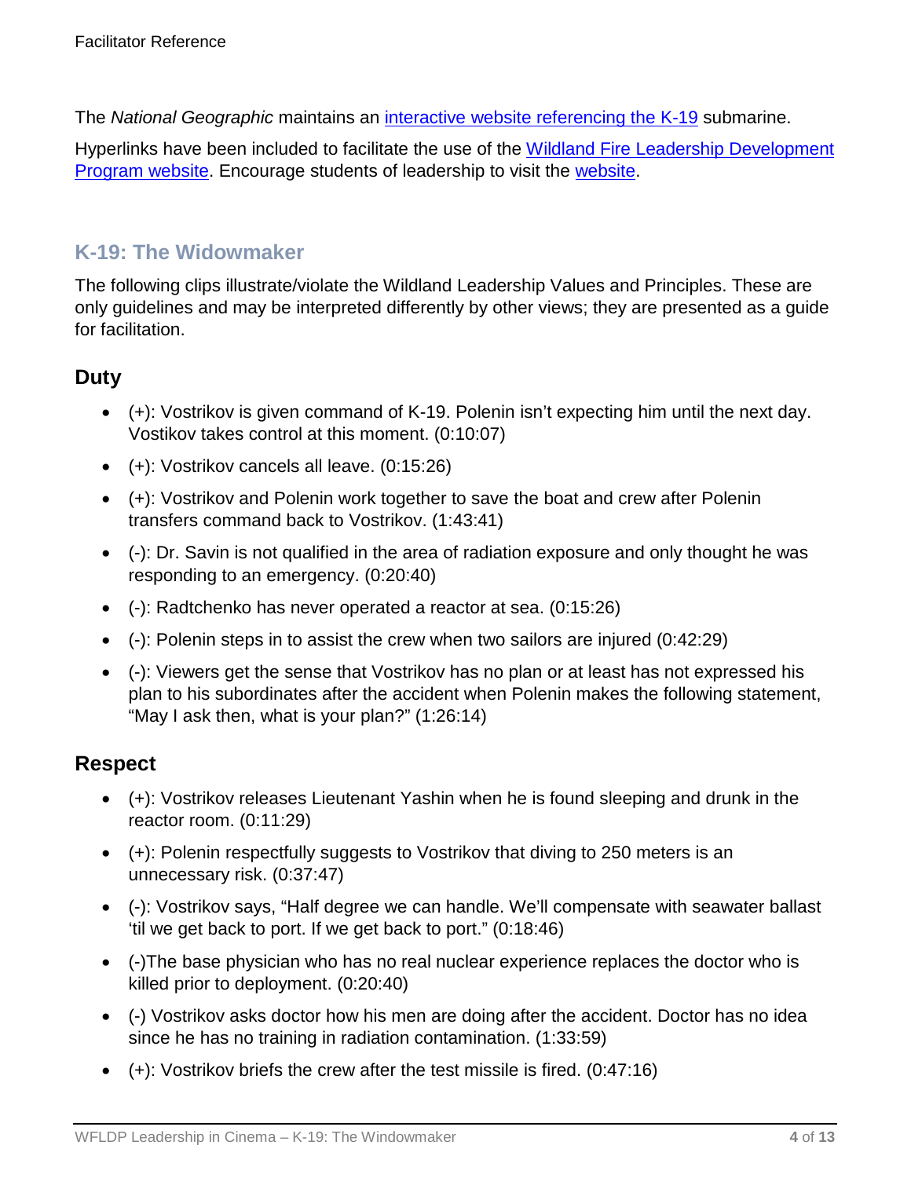The *National Geographic* maintains an [interactive website referencing the K-19](#) submarine.

Hyperlinks have been included to facilitate the use of the [Wildland Fire Leadership Development Program website](#). Encourage students of leadership to visit the [website](#).

## K-19: The Widowmaker

The following clips illustrate/violate the Wildland Leadership Values and Principles. These are only guidelines and may be interpreted differently by other views; they are presented as a guide for facilitation.

### Duty

- (+): Vostrikov is given command of K-19. Polenin isn't expecting him until the next day. Vostikov takes control at this moment. (0:10:07)
- (+): Vostrikov cancels all leave. (0:15:26)
- (+): Vostrikov and Polenin work together to save the boat and crew after Polenin transfers command back to Vostrikov. (1:43:41)
- (-): Dr. Savin is not qualified in the area of radiation exposure and only thought he was responding to an emergency. (0:20:40)
- (-): Radtchenko has never operated a reactor at sea. (0:15:26)
- (-): Polenin steps in to assist the crew when two sailors are injured (0:42:29)
- (-): Viewers get the sense that Vostrikov has no plan or at least has not expressed his plan to his subordinates after the accident when Polenin makes the following statement, "May I ask then, what is your plan?" (1:26:14)

### Respect

- (+): Vostrikov releases Lieutenant Yashin when he is found sleeping and drunk in the reactor room. (0:11:29)
- (+): Polenin respectfully suggests to Vostrikov that diving to 250 meters is an unnecessary risk. (0:37:47)
- (-): Vostrikov says, "Half degree we can handle. We'll compensate with seawater ballast 'til we get back to port. If we get back to port." (0:18:46)
- (-)The base physician who has no real nuclear experience replaces the doctor who is killed prior to deployment. (0:20:40)
- (-) Vostrikov asks doctor how his men are doing after the accident. Doctor has no idea since he has no training in radiation contamination. (1:33:59)
- (+): Vostrikov briefs the crew after the test missile is fired. (0:47:16)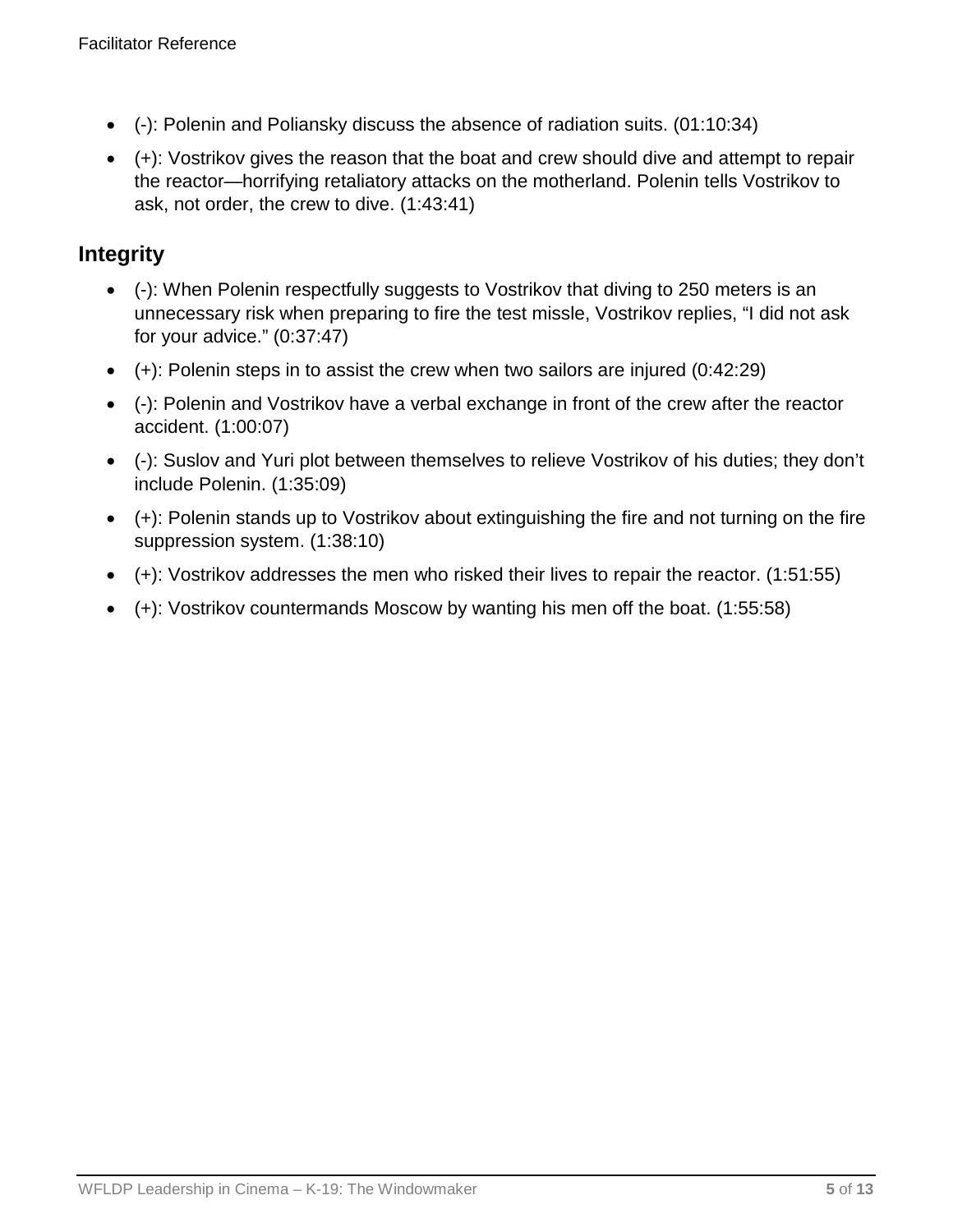- (-): Polenin and Poliansky discuss the absence of radiation suits. (01:10:34)
- (+): Vostrikov gives the reason that the boat and crew should dive and attempt to repair the reactor—horrifying retaliatory attacks on the motherland. Polenin tells Vostrikov to ask, not order, the crew to dive. (1:43:41)

## Integrity

- (-): When Polenin respectfully suggests to Vostrikov that diving to 250 meters is an unnecessary risk when preparing to fire the test missle, Vostrikov replies, "I did not ask for your advice." (0:37:47)
- (+): Polenin steps in to assist the crew when two sailors are injured (0:42:29)
- (-): Polenin and Vostrikov have a verbal exchange in front of the crew after the reactor accident. (1:00:07)
- (-): Suslov and Yuri plot between themselves to relieve Vostrikov of his duties; they don't include Polenin. (1:35:09)
- (+): Polenin stands up to Vostrikov about extinguishing the fire and not turning on the fire suppression system. (1:38:10)
- (+): Vostrikov addresses the men who risked their lives to repair the reactor. (1:51:55)
- (+): Vostrikov countermands Moscow by wanting his men off the boat. (1:55:58)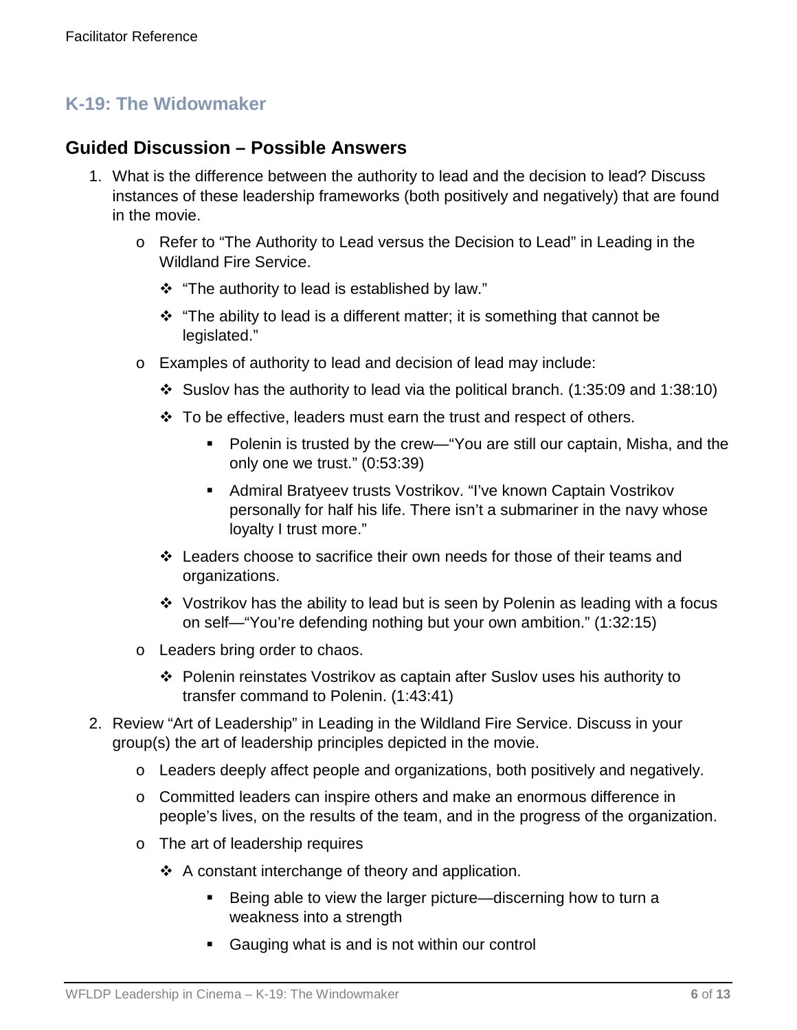## K-19: The Widowmaker

### Guided Discussion – Possible Answers

1. What is the difference between the authority to lead and the decision to lead? Discuss instances of these leadership frameworks (both positively and negatively) that are found in the movie.
    - Refer to "The Authority to Lead versus the Decision to Lead" in Leading in the Wildland Fire Service.
        - "The authority to lead is established by law."
        - "The ability to lead is a different matter; it is something that cannot be legislated."
    - Examples of authority to lead and decision of lead may include:
        - Suslov has the authority to lead via the political branch. (1:35:09 and 1:38:10)
        - To be effective, leaders must earn the trust and respect of others.
            - Polenin is trusted by the crew—"You are still our captain, Misha, and the only one we trust." (0:53:39)
            - Admiral Bratyeev trusts Vostrikov. "I've known Captain Vostrikov personally for half his life. There isn't a submariner in the navy whose loyalty I trust more."
        - Leaders choose to sacrifice their own needs for those of their teams and organizations.
        - Vostrikov has the ability to lead but is seen by Polenin as leading with a focus on self—"You're defending nothing but your own ambition." (1:32:15)
    - Leaders bring order to chaos.
        - Polenin reinstates Vostrikov as captain after Suslov uses his authority to transfer command to Polenin. (1:43:41)
2. Review "Art of Leadership" in Leading in the Wildland Fire Service. Discuss in your group(s) the art of leadership principles depicted in the movie.
    - Leaders deeply affect people and organizations, both positively and negatively.
    - Committed leaders can inspire others and make an enormous difference in people's lives, on the results of the team, and in the progress of the organization.
    - The art of leadership requires
        - A constant interchange of theory and application.
            - Being able to view the larger picture—discerning how to turn a weakness into a strength
            - Gauging what is and is not within our control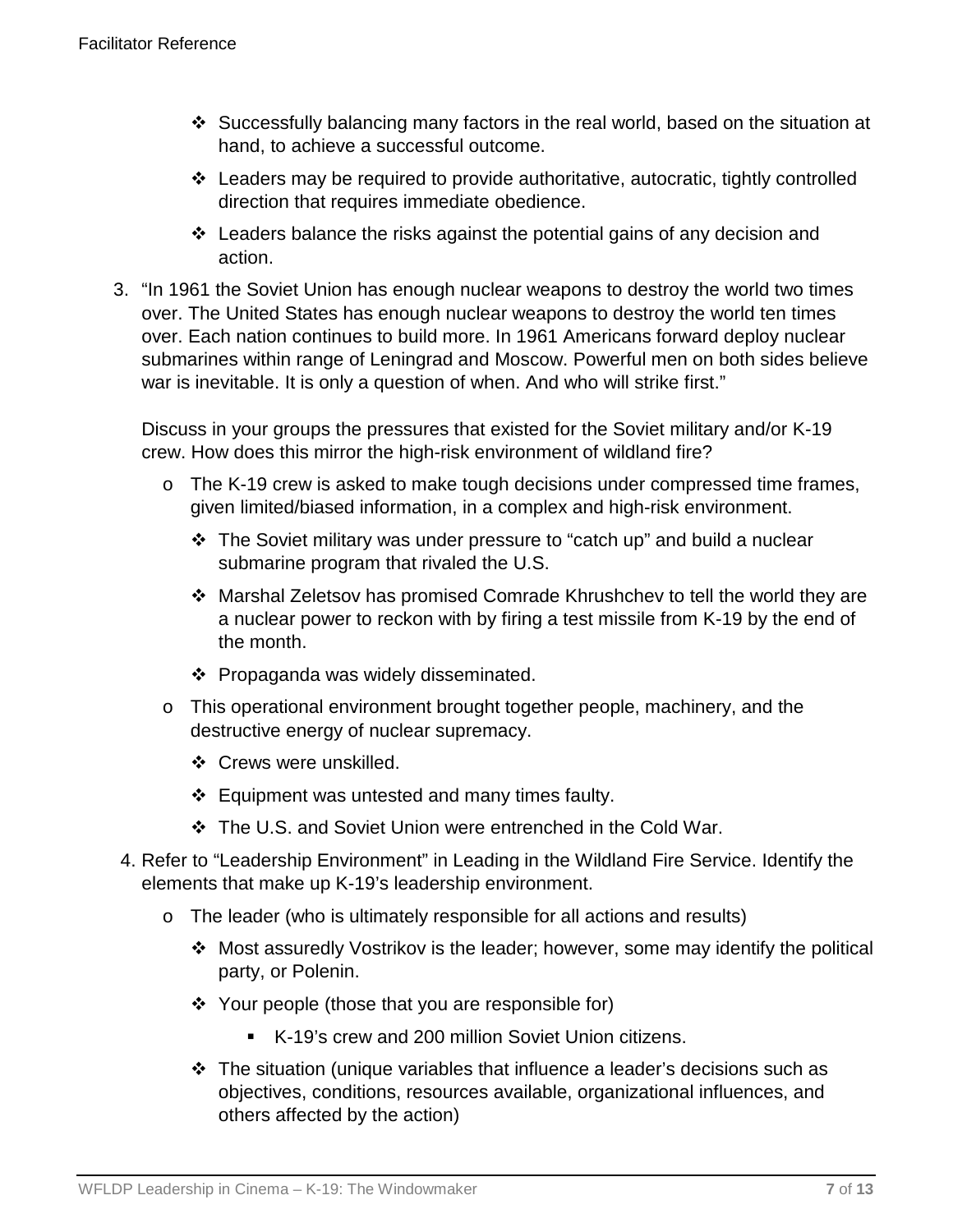- Successfully balancing many factors in the real world, based on the situation at hand, to achieve a successful outcome.
- Leaders may be required to provide authoritative, autocratic, tightly controlled direction that requires immediate obedience.
- Leaders balance the risks against the potential gains of any decision and action.

3. "In 1961 the Soviet Union has enough nuclear weapons to destroy the world two times over. The United States has enough nuclear weapons to destroy the world ten times over. Each nation continues to build more. In 1961 Americans forward deploy nuclear submarines within range of Leningrad and Moscow. Powerful men on both sides believe war is inevitable. It is only a question of when. And who will strike first."

   Discuss in your groups the pressures that existed for the Soviet military and/or K-19 crew. How does this mirror the high-risk environment of wildland fire?

   - The K-19 crew is asked to make tough decisions under compressed time frames, given limited/biased information, in a complex and high-risk environment.
     - The Soviet military was under pressure to "catch up" and build a nuclear submarine program that rivaled the U.S.
     - Marshal Zeletsov has promised Comrade Khrushchev to tell the world they are a nuclear power to reckon with by firing a test missile from K-19 by the end of the month.
     - Propaganda was widely disseminated.
   - This operational environment brought together people, machinery, and the destructive energy of nuclear supremacy.
     - Crews were unskilled.
     - Equipment was untested and many times faulty.
     - The U.S. and Soviet Union were entrenched in the Cold War.

4. Refer to "Leadership Environment" in Leading in the Wildland Fire Service. Identify the elements that make up K-19's leadership environment.

   - The leader (who is ultimately responsible for all actions and results)
     - Most assuredly Vostrikov is the leader; however, some may identify the political party, or Polenin.
     - Your people (those that you are responsible for)
       - K-19's crew and 200 million Soviet Union citizens.
     - The situation (unique variables that influence a leader's decisions such as objectives, conditions, resources available, organizational influences, and others affected by the action)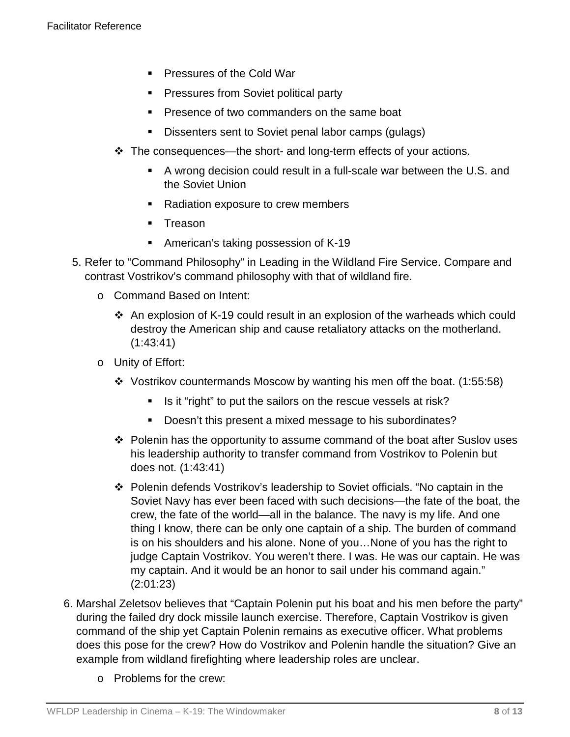- Pressures of the Cold War
        - Pressures from Soviet political party
        - Presence of two commanders on the same boat
        - Dissenters sent to Soviet penal labor camps (gulags)
    - The consequences—the short- and long-term effects of your actions.
        - A wrong decision could result in a full-scale war between the U.S. and the Soviet Union
        - Radiation exposure to crew members
        - Treason
        - American's taking possession of K-19

5. Refer to "Command Philosophy" in Leading in the Wildland Fire Service. Compare and contrast Vostrikov's command philosophy with that of wildland fire.
    - Command Based on Intent:
        - An explosion of K-19 could result in an explosion of the warheads which could destroy the American ship and cause retaliatory attacks on the motherland. (1:43:41)
    - Unity of Effort:
        - Vostrikov countermands Moscow by wanting his men off the boat. (1:55:58)
            - Is it "right" to put the sailors on the rescue vessels at risk?
            - Doesn't this present a mixed message to his subordinates?
        - Polenin has the opportunity to assume command of the boat after Suslov uses his leadership authority to transfer command from Vostrikov to Polenin but does not. (1:43:41)
        - Polenin defends Vostrikov's leadership to Soviet officials. "No captain in the Soviet Navy has ever been faced with such decisions—the fate of the boat, the crew, the fate of the world—all in the balance. The navy is my life. And one thing I know, there can be only one captain of a ship. The burden of command is on his shoulders and his alone. None of you…None of you has the right to judge Captain Vostrikov. You weren't there. I was. He was our captain. He was my captain. And it would be an honor to sail under his command again." (2:01:23)

6. Marshal Zeletsov believes that "Captain Polenin put his boat and his men before the party" during the failed dry dock missile launch exercise. Therefore, Captain Vostrikov is given command of the ship yet Captain Polenin remains as executive officer. What problems does this pose for the crew? How do Vostrikov and Polenin handle the situation? Give an example from wildland firefighting where leadership roles are unclear.
    - Problems for the crew: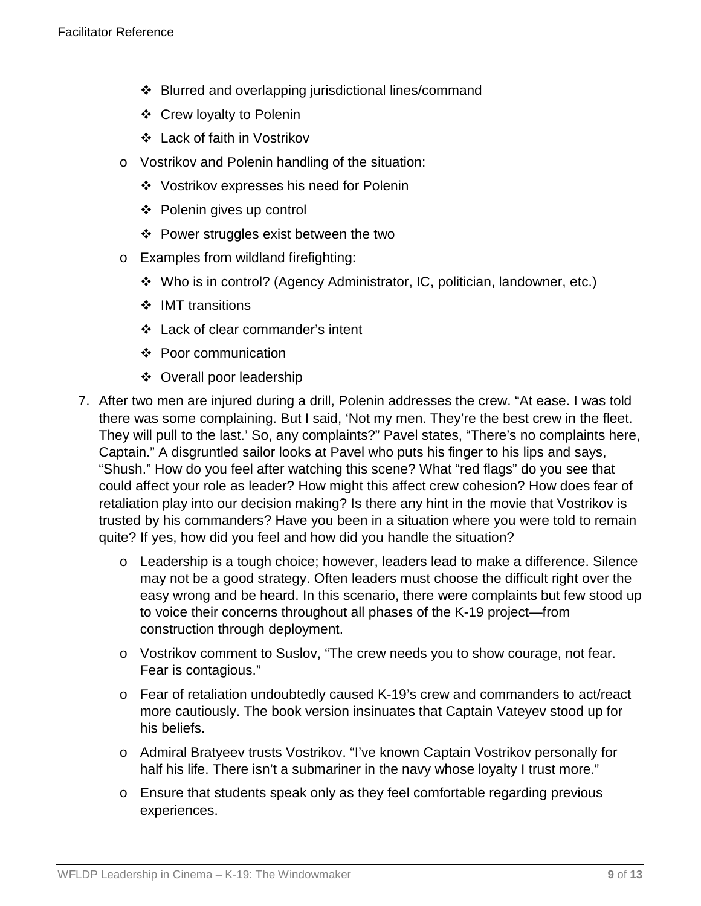- Blurred and overlapping jurisdictional lines/command
- Crew loyalty to Polenin
- Lack of faith in Vostrikov

- Vostrikov and Polenin handling of the situation:
  - Vostrikov expresses his need for Polenin
  - Polenin gives up control
  - Power struggles exist between the two
- Examples from wildland firefighting:
  - Who is in control? (Agency Administrator, IC, politician, landowner, etc.)
  - IMT transitions
  - Lack of clear commander's intent
  - Poor communication
  - Overall poor leadership

7. After two men are injured during a drill, Polenin addresses the crew. "At ease. I was told there was some complaining. But I said, 'Not my men. They're the best crew in the fleet. They will pull to the last.' So, any complaints?" Pavel states, "There's no complaints here, Captain." A disgruntled sailor looks at Pavel who puts his finger to his lips and says, "Shush." How do you feel after watching this scene? What "red flags" do you see that could affect your role as leader? How might this affect crew cohesion? How does fear of retaliation play into our decision making? Is there any hint in the movie that Vostrikov is trusted by his commanders? Have you been in a situation where you were told to remain quite? If yes, how did you feel and how did you handle the situation?
   - Leadership is a tough choice; however, leaders lead to make a difference. Silence may not be a good strategy. Often leaders must choose the difficult right over the easy wrong and be heard. In this scenario, there were complaints but few stood up to voice their concerns throughout all phases of the K-19 project—from construction through deployment.
   - Vostrikov comment to Suslov, "The crew needs you to show courage, not fear. Fear is contagious."
   - Fear of retaliation undoubtedly caused K-19's crew and commanders to act/react more cautiously. The book version insinuates that Captain Vateyev stood up for his beliefs.
   - Admiral Bratyeev trusts Vostrikov. "I've known Captain Vostrikov personally for half his life. There isn't a submariner in the navy whose loyalty I trust more."
   - Ensure that students speak only as they feel comfortable regarding previous experiences.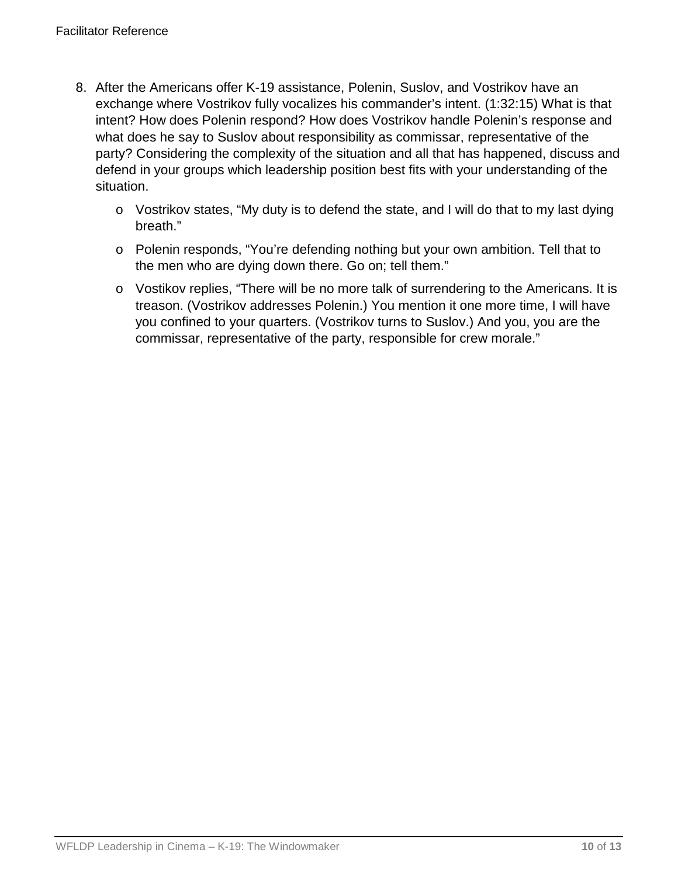8. After the Americans offer K-19 assistance, Polenin, Suslov, and Vostrikov have an exchange where Vostrikov fully vocalizes his commander's intent. (1:32:15) What is that intent? How does Polenin respond? How does Vostrikov handle Polenin's response and what does he say to Suslov about responsibility as commissar, representative of the party? Considering the complexity of the situation and all that has happened, discuss and defend in your groups which leadership position best fits with your understanding of the situation.

   - Vostrikov states, "My duty is to defend the state, and I will do that to my last dying breath."
   - Polenin responds, "You're defending nothing but your own ambition. Tell that to the men who are dying down there. Go on; tell them."
   - Vostikov replies, "There will be no more talk of surrendering to the Americans. It is treason. (Vostrikov addresses Polenin.) You mention it one more time, I will have you confined to your quarters. (Vostrikov turns to Suslov.) And you, you are the commissar, representative of the party, responsible for crew morale."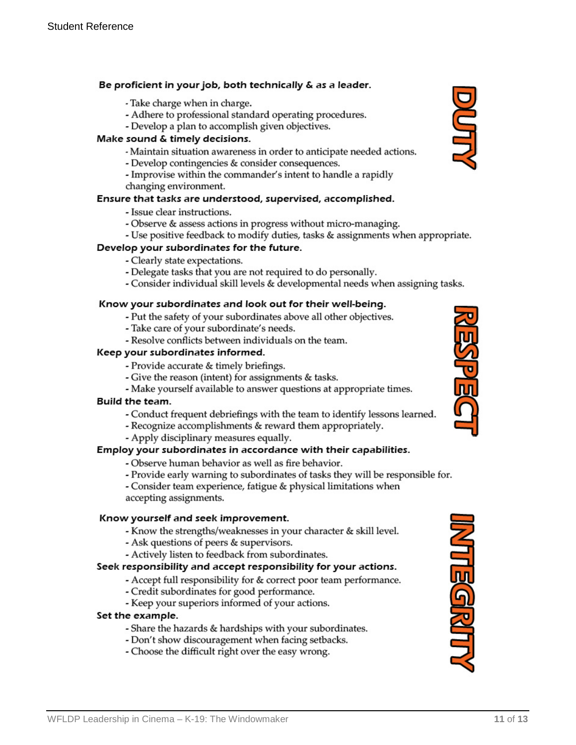## DUTY

**Be proficient in your job, both technically & as a leader.**

- Take charge when in charge.
- Adhere to professional standard operating procedures.
- Develop a plan to accomplish given objectives.

**Make sound & timely decisions.**

- Maintain situation awareness in order to anticipate needed actions.
- Develop contingencies & consider consequences.
- Improvise within the commander's intent to handle a rapidly changing environment.

**Ensure that tasks are understood, supervised, accomplished.**

- Issue clear instructions.
- Observe & assess actions in progress without micro-managing.
- Use positive feedback to modify duties, tasks & assignments when appropriate.

**Develop your subordinates for the future.**

- Clearly state expectations.
- Delegate tasks that you are not required to do personally.
- Consider individual skill levels & developmental needs when assigning tasks.

## RESPECT

**Know your subordinates and look out for their well-being.**

- Put the safety of your subordinates above all other objectives.
- Take care of your subordinate's needs.
- Resolve conflicts between individuals on the team.

**Keep your subordinates informed.**

- Provide accurate & timely briefings.
- Give the reason (intent) for assignments & tasks.
- Make yourself available to answer questions at appropriate times.

**Build the team.**

- Conduct frequent debriefings with the team to identify lessons learned.
- Recognize accomplishments & reward them appropriately.
- Apply disciplinary measures equally.

**Employ your subordinates in accordance with their capabilities.**

- Observe human behavior as well as fire behavior.
- Provide early warning to subordinates of tasks they will be responsible for.
- Consider team experience, fatigue & physical limitations when accepting assignments.

## INTEGRITY

**Know yourself and seek improvement.**

- Know the strengths/weaknesses in your character & skill level.
- Ask questions of peers & supervisors.
- Actively listen to feedback from subordinates.

**Seek responsibility and accept responsibility for your actions.**

- Accept full responsibility for & correct poor team performance.
- Credit subordinates for good performance.
- Keep your superiors informed of your actions.

**Set the example.**

- Share the hazards & hardships with your subordinates.
- Don't show discouragement when facing setbacks.
- Choose the difficult right over the easy wrong.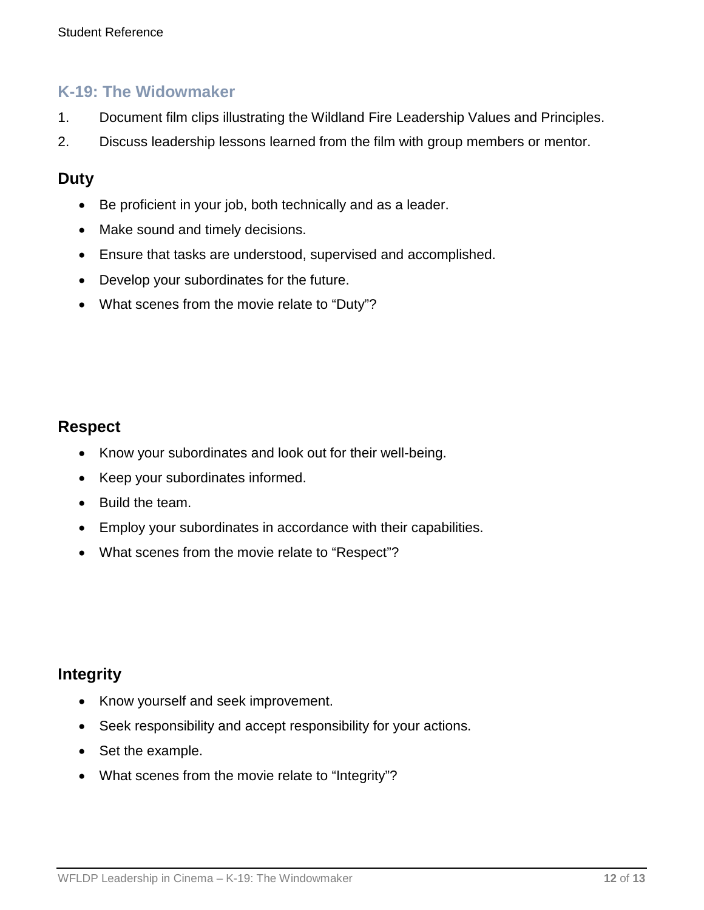## K-19: The Widowmaker

1. Document film clips illustrating the Wildland Fire Leadership Values and Principles.
2. Discuss leadership lessons learned from the film with group members or mentor.

### Duty

- Be proficient in your job, both technically and as a leader.
- Make sound and timely decisions.
- Ensure that tasks are understood, supervised and accomplished.
- Develop your subordinates for the future.
- What scenes from the movie relate to "Duty"?

### Respect

- Know your subordinates and look out for their well-being.
- Keep your subordinates informed.
- Build the team.
- Employ your subordinates in accordance with their capabilities.
- What scenes from the movie relate to "Respect"?

### Integrity

- Know yourself and seek improvement.
- Seek responsibility and accept responsibility for your actions.
- Set the example.
- What scenes from the movie relate to "Integrity"?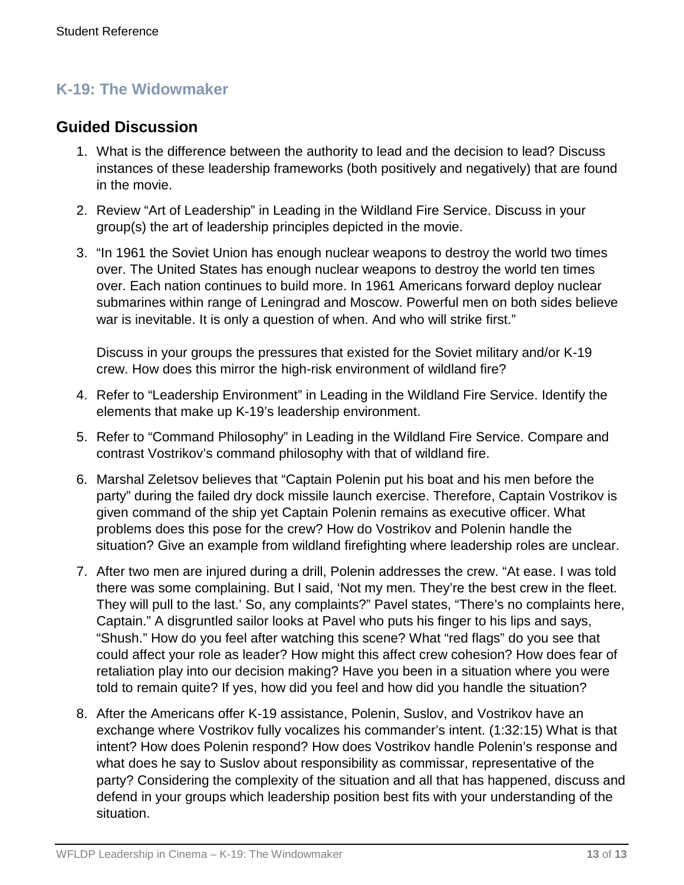## K-19: The Widowmaker

### Guided Discussion

1. What is the difference between the authority to lead and the decision to lead? Discuss instances of these leadership frameworks (both positively and negatively) that are found in the movie.
2. Review "Art of Leadership" in Leading in the Wildland Fire Service. Discuss in your group(s) the art of leadership principles depicted in the movie.
3. "In 1961 the Soviet Union has enough nuclear weapons to destroy the world two times over. The United States has enough nuclear weapons to destroy the world ten times over. Each nation continues to build more. In 1961 Americans forward deploy nuclear submarines within range of Leningrad and Moscow. Powerful men on both sides believe war is inevitable. It is only a question of when. And who will strike first."

   Discuss in your groups the pressures that existed for the Soviet military and/or K-19 crew. How does this mirror the high-risk environment of wildland fire?
4. Refer to "Leadership Environment" in Leading in the Wildland Fire Service. Identify the elements that make up K-19's leadership environment.
5. Refer to "Command Philosophy" in Leading in the Wildland Fire Service. Compare and contrast Vostrikov's command philosophy with that of wildland fire.
6. Marshal Zeletsov believes that "Captain Polenin put his boat and his men before the party" during the failed dry dock missile launch exercise. Therefore, Captain Vostrikov is given command of the ship yet Captain Polenin remains as executive officer. What problems does this pose for the crew? How do Vostrikov and Polenin handle the situation? Give an example from wildland firefighting where leadership roles are unclear.
7. After two men are injured during a drill, Polenin addresses the crew. "At ease. I was told there was some complaining. But I said, 'Not my men. They're the best crew in the fleet. They will pull to the last.' So, any complaints?" Pavel states, "There's no complaints here, Captain." A disgruntled sailor looks at Pavel who puts his finger to his lips and says, "Shush." How do you feel after watching this scene? What "red flags" do you see that could affect your role as leader? How might this affect crew cohesion? How does fear of retaliation play into our decision making? Have you been in a situation where you were told to remain quite? If yes, how did you feel and how did you handle the situation?
8. After the Americans offer K-19 assistance, Polenin, Suslov, and Vostrikov have an exchange where Vostrikov fully vocalizes his commander's intent. (1:32:15) What is that intent? How does Polenin respond? How does Vostrikov handle Polenin's response and what does he say to Suslov about responsibility as commissar, representative of the party? Considering the complexity of the situation and all that has happened, discuss and defend in your groups which leadership position best fits with your understanding of the situation.